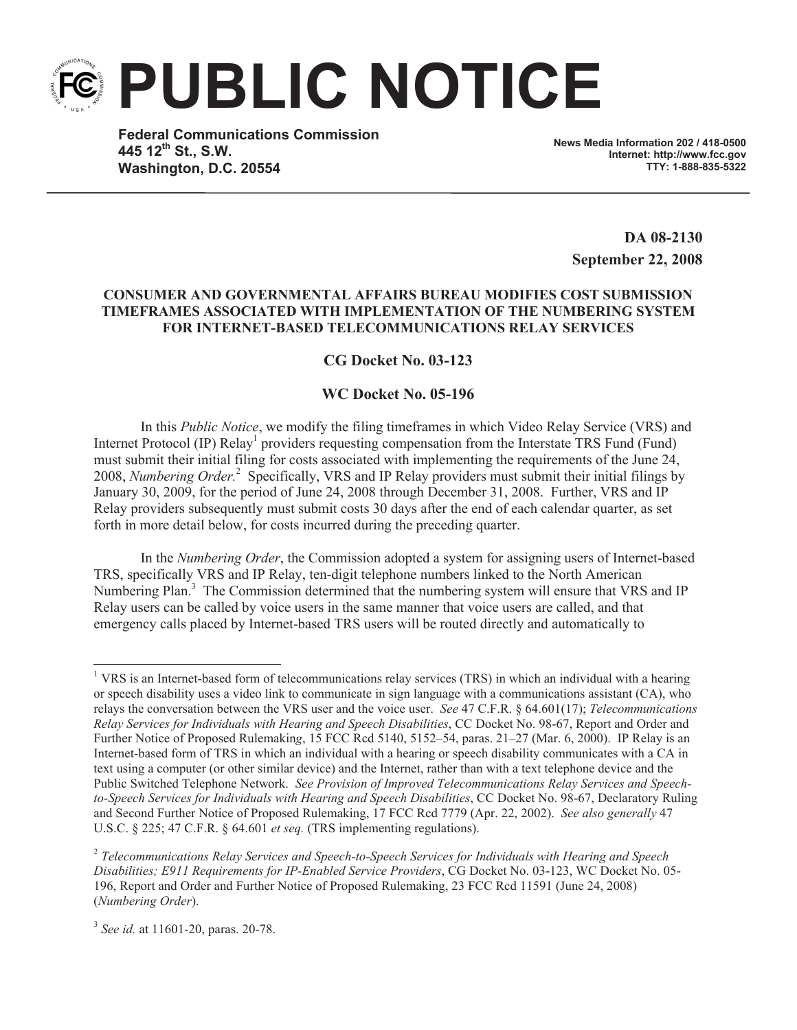# PUBLIC NOTICE

**Federal Communications Commission**
**445 12th St., S.W.**
**Washington, D.C. 20554**

**News Media Information 202 / 418-0500**
**Internet: http://www.fcc.gov**
**TTY: 1-888-835-5322**

**DA 08-2130**
**September 22, 2008**

**CONSUMER AND GOVERNMENTAL AFFAIRS BUREAU MODIFIES COST SUBMISSION TIMEFRAMES ASSOCIATED WITH IMPLEMENTATION OF THE NUMBERING SYSTEM FOR INTERNET-BASED TELECOMMUNICATIONS RELAY SERVICES**

**CG Docket No. 03-123**

**WC Docket No. 05-196**

In this *Public Notice*, we modify the filing timeframes in which Video Relay Service (VRS) and Internet Protocol (IP) Relay[1] providers requesting compensation from the Interstate TRS Fund (Fund) must submit their initial filing for costs associated with implementing the requirements of the June 24, 2008, *Numbering Order.*[2] Specifically, VRS and IP Relay providers must submit their initial filings by January 30, 2009, for the period of June 24, 2008 through December 31, 2008. Further, VRS and IP Relay providers subsequently must submit costs 30 days after the end of each calendar quarter, as set forth in more detail below, for costs incurred during the preceding quarter.

In the *Numbering Order*, the Commission adopted a system for assigning users of Internet-based TRS, specifically VRS and IP Relay, ten-digit telephone numbers linked to the North American Numbering Plan.[3] The Commission determined that the numbering system will ensure that VRS and IP Relay users can be called by voice users in the same manner that voice users are called, and that emergency calls placed by Internet-based TRS users will be routed directly and automatically to

---

[1] VRS is an Internet-based form of telecommunications relay services (TRS) in which an individual with a hearing or speech disability uses a video link to communicate in sign language with a communications assistant (CA), who relays the conversation between the VRS user and the voice user. *See* 47 C.F.R. § 64.601(17); *Telecommunications Relay Services for Individuals with Hearing and Speech Disabilities*, CC Docket No. 98-67, Report and Order and Further Notice of Proposed Rulemaking, 15 FCC Rcd 5140, 5152–54, paras. 21–27 (Mar. 6, 2000). IP Relay is an Internet-based form of TRS in which an individual with a hearing or speech disability communicates with a CA in text using a computer (or other similar device) and the Internet, rather than with a text telephone device and the Public Switched Telephone Network. *See Provision of Improved Telecommunications Relay Services and Speech-to-Speech Services for Individuals with Hearing and Speech Disabilities*, CC Docket No. 98-67, Declaratory Ruling and Second Further Notice of Proposed Rulemaking, 17 FCC Rcd 7779 (Apr. 22, 2002). *See also generally* 47 U.S.C. § 225; 47 C.F.R. § 64.601 *et seq.* (TRS implementing regulations).

[2] *Telecommunications Relay Services and Speech-to-Speech Services for Individuals with Hearing and Speech Disabilities; E911 Requirements for IP-Enabled Service Providers*, CG Docket No. 03-123, WC Docket No. 05-196, Report and Order and Further Notice of Proposed Rulemaking, 23 FCC Rcd 11591 (June 24, 2008) (*Numbering Order*).

[3] *See id.* at 11601-20, paras. 20-78.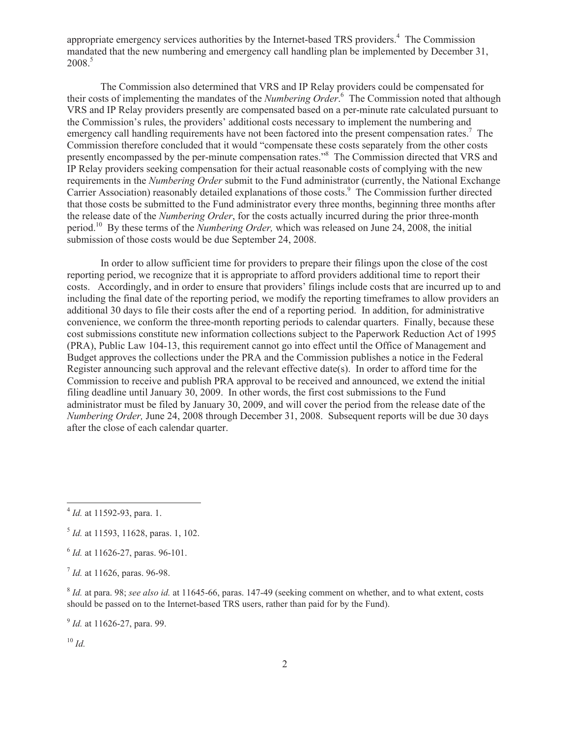appropriate emergency services authorities by the Internet-based TRS providers.[4] The Commission mandated that the new numbering and emergency call handling plan be implemented by December 31, 2008.[5]

The Commission also determined that VRS and IP Relay providers could be compensated for their costs of implementing the mandates of the *Numbering Order*.[6] The Commission noted that although VRS and IP Relay providers presently are compensated based on a per-minute rate calculated pursuant to the Commission's rules, the providers' additional costs necessary to implement the numbering and emergency call handling requirements have not been factored into the present compensation rates.[7] The Commission therefore concluded that it would "compensate these costs separately from the other costs presently encompassed by the per-minute compensation rates."[8] The Commission directed that VRS and IP Relay providers seeking compensation for their actual reasonable costs of complying with the new requirements in the *Numbering Order* submit to the Fund administrator (currently, the National Exchange Carrier Association) reasonably detailed explanations of those costs.[9] The Commission further directed that those costs be submitted to the Fund administrator every three months, beginning three months after the release date of the *Numbering Order*, for the costs actually incurred during the prior three-month period.[10] By these terms of the *Numbering Order,* which was released on June 24, 2008, the initial submission of those costs would be due September 24, 2008.

In order to allow sufficient time for providers to prepare their filings upon the close of the cost reporting period, we recognize that it is appropriate to afford providers additional time to report their costs. Accordingly, and in order to ensure that providers' filings include costs that are incurred up to and including the final date of the reporting period, we modify the reporting timeframes to allow providers an additional 30 days to file their costs after the end of a reporting period. In addition, for administrative convenience, we conform the three-month reporting periods to calendar quarters. Finally, because these cost submissions constitute new information collections subject to the Paperwork Reduction Act of 1995 (PRA), Public Law 104-13, this requirement cannot go into effect until the Office of Management and Budget approves the collections under the PRA and the Commission publishes a notice in the Federal Register announcing such approval and the relevant effective date(s). In order to afford time for the Commission to receive and publish PRA approval to be received and announced, we extend the initial filing deadline until January 30, 2009. In other words, the first cost submissions to the Fund administrator must be filed by January 30, 2009, and will cover the period from the release date of the *Numbering Order,* June 24, 2008 through December 31, 2008. Subsequent reports will be due 30 days after the close of each calendar quarter.

---

[4] *Id.* at 11592-93, para. 1.

[5] *Id.* at 11593, 11628, paras. 1, 102.

[6] *Id.* at 11626-27, paras. 96-101.

[7] *Id.* at 11626, paras. 96-98.

[8] *Id.* at para. 98; *see also id.* at 11645-66, paras. 147-49 (seeking comment on whether, and to what extent, costs should be passed on to the Internet-based TRS users, rather than paid for by the Fund).

[9] *Id.* at 11626-27, para. 99.

[10] *Id.*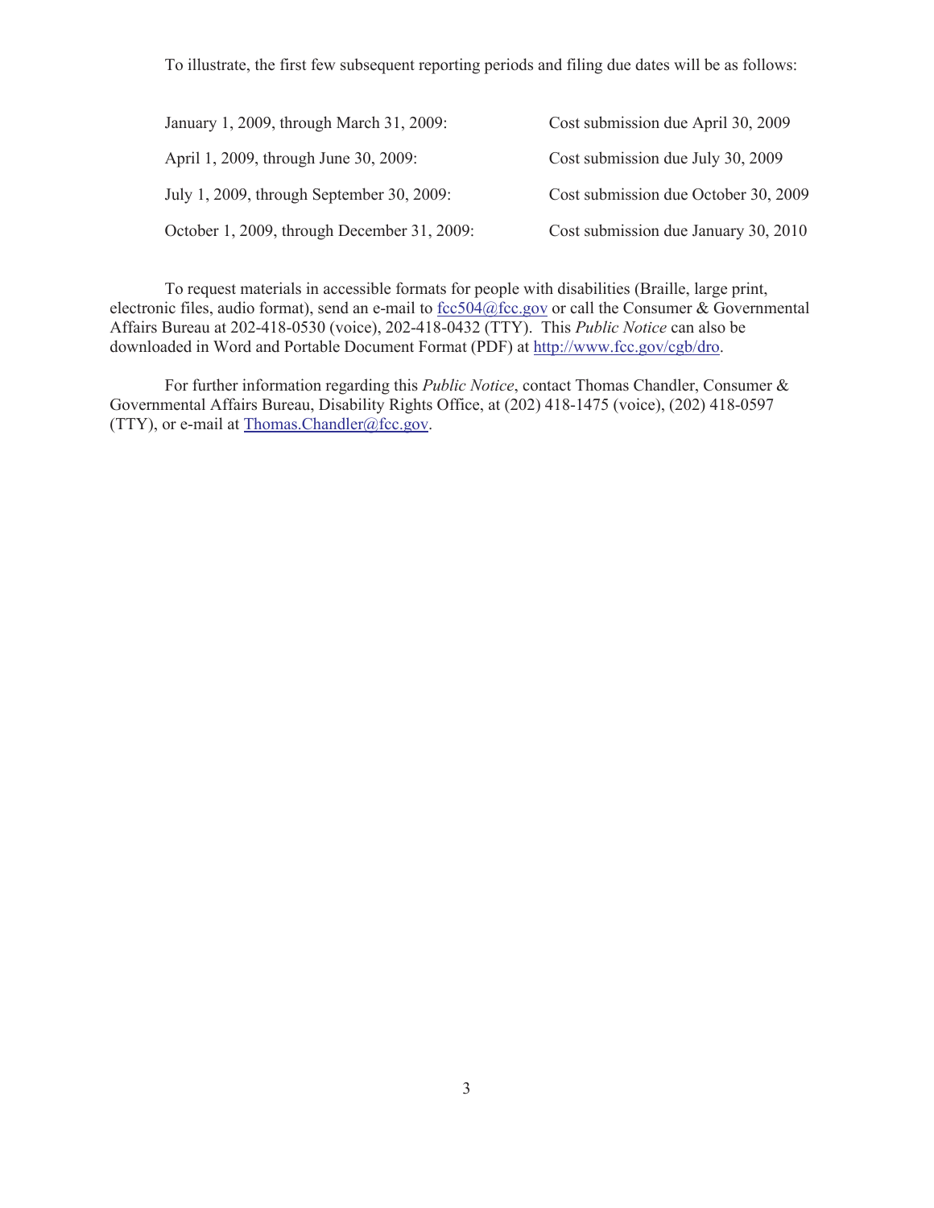To illustrate, the first few subsequent reporting periods and filing due dates will be as follows:

| | |
|---|---|
| January 1, 2009, through March 31, 2009: | Cost submission due April 30, 2009 |
| April 1, 2009, through June 30, 2009: | Cost submission due July 30, 2009 |
| July 1, 2009, through September 30, 2009: | Cost submission due October 30, 2009 |
| October 1, 2009, through December 31, 2009: | Cost submission due January 30, 2010 |

To request materials in accessible formats for people with disabilities (Braille, large print, electronic files, audio format), send an e-mail to fcc504@fcc.gov or call the Consumer & Governmental Affairs Bureau at 202-418-0530 (voice), 202-418-0432 (TTY). This *Public Notice* can also be downloaded in Word and Portable Document Format (PDF) at http://www.fcc.gov/cgb/dro.

For further information regarding this *Public Notice*, contact Thomas Chandler, Consumer & Governmental Affairs Bureau, Disability Rights Office, at (202) 418-1475 (voice), (202) 418-0597 (TTY), or e-mail at Thomas.Chandler@fcc.gov.